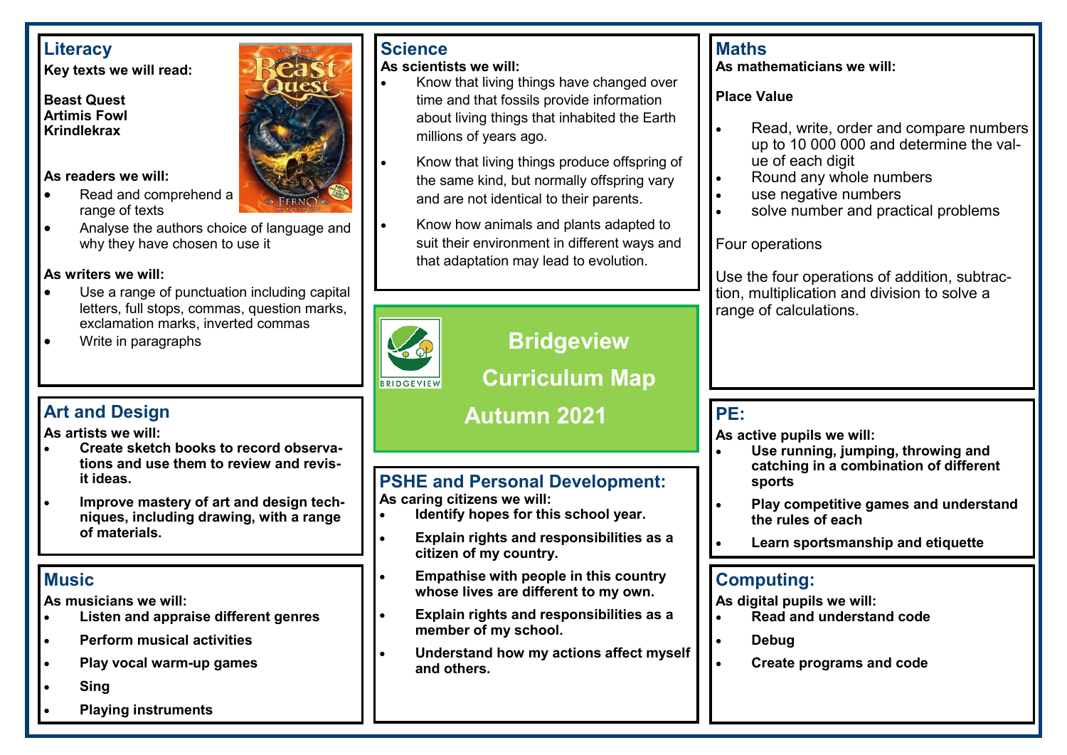# Bridgeview Curriculum Map Autumn 2021

## Literacy

**Key texts we will read:**

**Beast Quest**
**Artimis Fowl**
**Krindlekrax**

**As readers we will:**

- Read and comprehend a range of texts
- Analyse the authors choice of language and why they have chosen to use it

**As writers we will:**

- Use a range of punctuation including capital letters, full stops, commas, question marks, exclamation marks, inverted commas
- Write in paragraphs

## Art and Design

**As artists we will:**

- **Create sketch books to record observations and use them to review and revisit ideas.**
- **Improve mastery of art and design techniques, including drawing, with a range of materials.**

## Music

**As musicians we will:**

- **Listen and appraise different genres**
- **Perform musical activities**
- **Play vocal warm-up games**
- **Sing**
- **Playing instruments**

## Science

**As scientists we will:**

- Know that living things have changed over time and that fossils provide information about living things that inhabited the Earth millions of years ago.
- Know that living things produce offspring of the same kind, but normally offspring vary and are not identical to their parents.
- Know how animals and plants adapted to suit their environment in different ways and that adaptation may lead to evolution.

## PSHE and Personal Development:

**As caring citizens we will:**

- **Identify hopes for this school year.**
- **Explain rights and responsibilities as a citizen of my country.**
- **Empathise with people in this country whose lives are different to my own.**
- **Explain rights and responsibilities as a member of my school.**
- **Understand how my actions affect myself and others.**

## Maths

**As mathematicians we will:**

**Place Value**

- Read, write, order and compare numbers up to 10 000 000 and determine the value of each digit
- Round any whole numbers
- use negative numbers
- solve number and practical problems

Four operations

Use the four operations of addition, subtraction, multiplication and division to solve a range of calculations.

## PE:

**As active pupils we will:**

- **Use running, jumping, throwing and catching in a combination of different sports**
- **Play competitive games and understand the rules of each**
- **Learn sportsmanship and etiquette**

## Computing:

**As digital pupils we will:**

- **Read and understand code**
- **Debug**
- **Create programs and code**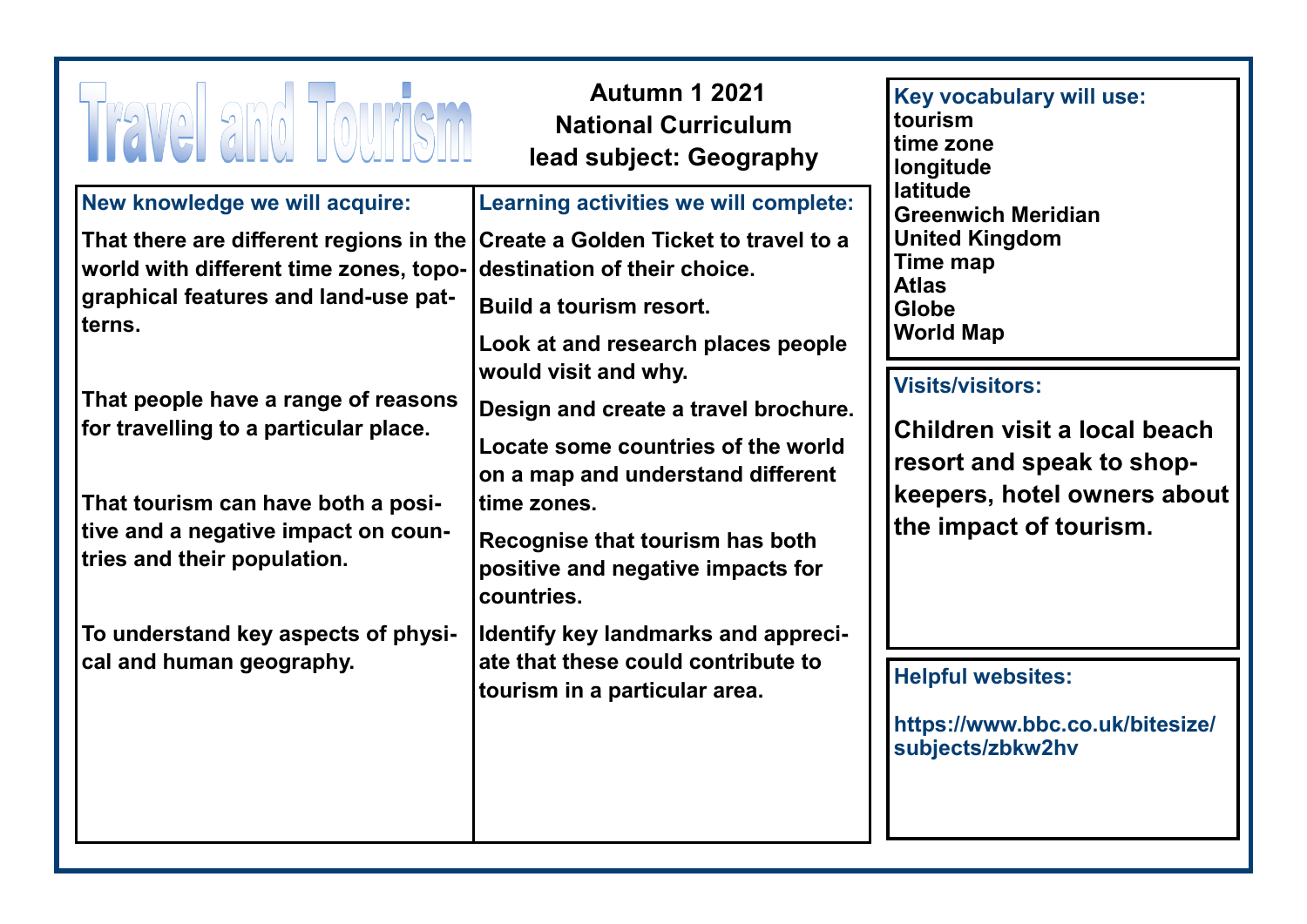# Travel and Tourism

**Autumn 1 2021**
**National Curriculum**
**lead subject: Geography**

## New knowledge we will acquire:

That there are different regions in the world with different time zones, topographical features and land-use patterns.

That people have a range of reasons for travelling to a particular place.

That tourism can have both a positive and a negative impact on countries and their population.

To understand key aspects of physical and human geography.

## Learning activities we will complete:

Create a Golden Ticket to travel to a destination of their choice.

Build a tourism resort.

Look at and research places people would visit and why.

Design and create a travel brochure.

Locate some countries of the world on a map and understand different time zones.

Recognise that tourism has both positive and negative impacts for countries.

Identify key landmarks and appreciate that these could contribute to tourism in a particular area.

## Key vocabulary will use:

tourism
time zone
longitude
latitude
Greenwich Meridian
United Kingdom
Time map
Atlas
Globe
World Map

## Visits/visitors:

Children visit a local beach resort and speak to shopkeepers, hotel owners about the impact of tourism.

## Helpful websites:

https://www.bbc.co.uk/bitesize/subjects/zbkw2hv